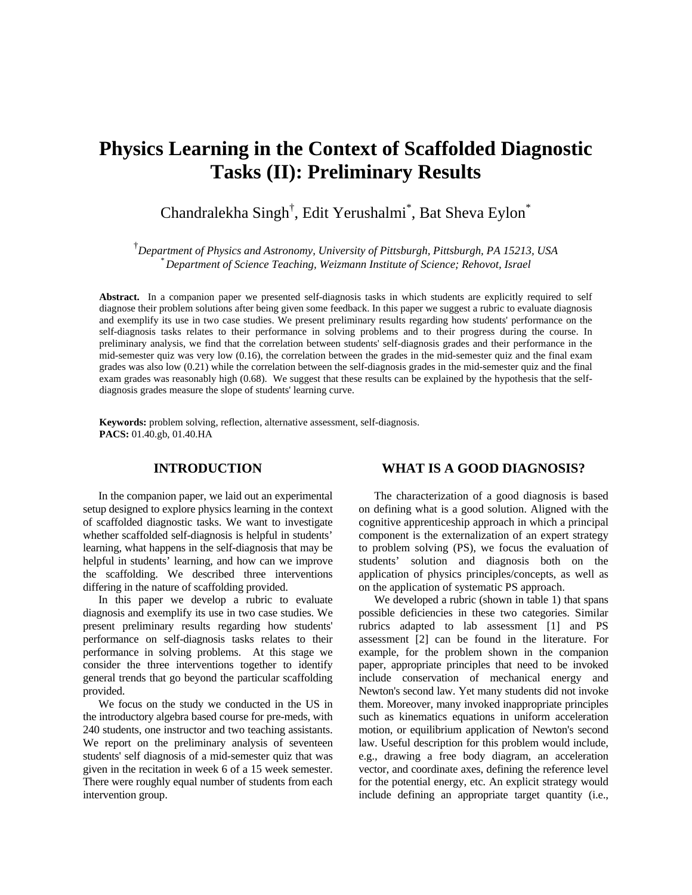# Physics Learning in the Context of Scaffolded Diagnostic Tasks (II): Preliminary Results

Chandralekha Singh[†], Edit Yerushalmi[*], Bat Sheva Eylon[*]

[†]*Department of Physics and Astronomy, University of Pittsburgh, Pittsburgh, PA 15213, USA*
[*]*Department of Science Teaching, Weizmann Institute of Science; Rehovot, Israel*

**Abstract.** In a companion paper we presented self-diagnosis tasks in which students are explicitly required to self diagnose their problem solutions after being given some feedback. In this paper we suggest a rubric to evaluate diagnosis and exemplify its use in two case studies. We present preliminary results regarding how students' performance on the self-diagnosis tasks relates to their performance in solving problems and to their progress during the course. In preliminary analysis, we find that the correlation between students' self-diagnosis grades and their performance in the mid-semester quiz was very low (0.16), the correlation between the grades in the mid-semester quiz and the final exam grades was also low (0.21) while the correlation between the self-diagnosis grades in the mid-semester quiz and the final exam grades was reasonably high (0.68). We suggest that these results can be explained by the hypothesis that the self-diagnosis grades measure the slope of students' learning curve.

**Keywords:** problem solving, reflection, alternative assessment, self-diagnosis.
**PACS:** 01.40.gb, 01.40.HA

## INTRODUCTION

In the companion paper, we laid out an experimental setup designed to explore physics learning in the context of scaffolded diagnostic tasks. We want to investigate whether scaffolded self-diagnosis is helpful in students' learning, what happens in the self-diagnosis that may be helpful in students' learning, and how can we improve the scaffolding. We described three interventions differing in the nature of scaffolding provided.

In this paper we develop a rubric to evaluate diagnosis and exemplify its use in two case studies. We present preliminary results regarding how students' performance on self-diagnosis tasks relates to their performance in solving problems. At this stage we consider the three interventions together to identify general trends that go beyond the particular scaffolding provided.

We focus on the study we conducted in the US in the introductory algebra based course for pre-meds, with 240 students, one instructor and two teaching assistants. We report on the preliminary analysis of seventeen students' self diagnosis of a mid-semester quiz that was given in the recitation in week 6 of a 15 week semester. There were roughly equal number of students from each intervention group.

## WHAT IS A GOOD DIAGNOSIS?

The characterization of a good diagnosis is based on defining what is a good solution. Aligned with the cognitive apprenticeship approach in which a principal component is the externalization of an expert strategy to problem solving (PS), we focus the evaluation of students' solution and diagnosis both on the application of physics principles/concepts, as well as on the application of systematic PS approach.

We developed a rubric (shown in table 1) that spans possible deficiencies in these two categories. Similar rubrics adapted to lab assessment [1] and PS assessment [2] can be found in the literature. For example, for the problem shown in the companion paper, appropriate principles that need to be invoked include conservation of mechanical energy and Newton's second law. Yet many students did not invoke them. Moreover, many invoked inappropriate principles such as kinematics equations in uniform acceleration motion, or equilibrium application of Newton's second law. Useful description for this problem would include, e.g., drawing a free body diagram, an acceleration vector, and coordinate axes, defining the reference level for the potential energy, etc. An explicit strategy would include defining an appropriate target quantity (i.e.,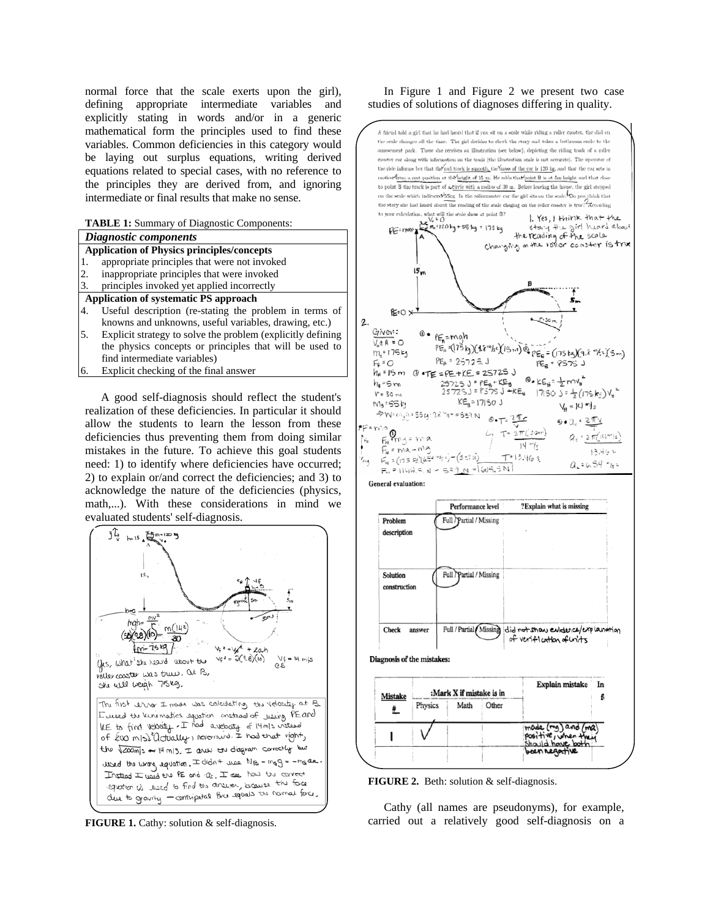normal force that the scale exerts upon the girl), defining appropriate intermediate variables and explicitly stating in words and/or in a generic mathematical form the principles used to find these variables. Common deficiencies in this category would be laying out surplus equations, writing derived equations related to special cases, with no reference to the principles they are derived from, and ignoring intermediate or final results that make no sense.

**TABLE 1:** Summary of Diagnostic Components:

| *Diagnostic components* |
|---|
| **Application of Physics principles/concepts** |
| 1. appropriate principles that were not invoked |
| 2. inappropriate principles that were invoked |
| 3. principles invoked yet applied incorrectly |
| **Application of systematic PS approach** |
| 4. Useful description (re-stating the problem in terms of knowns and unknowns, useful variables, drawing, etc.) |
| 5. Explicit strategy to solve the problem (explicitly defining the physics concepts or principles that will be used to find intermediate variables) |
| 6. Explicit checking of the final answer |

A good self-diagnosis should reflect the student's realization of these deficiencies. In particular it should allow the students to learn the lesson from these deficiencies thus preventing them from doing similar mistakes in the future. To achieve this goal students need: 1) to identify where deficiencies have occurred; 2) to explain or/and correct the deficiencies; and 3) to acknowledge the nature of the deficiencies (physics, math,...). With these considerations in mind we evaluated students' self-diagnosis.

**FIGURE 1.** Cathy: solution & self-diagnosis.

In Figure 1 and Figure 2 we present two case studies of solutions of diagnoses differing in quality.

**FIGURE 2.** Beth: solution & self-diagnosis.

Cathy (all names are pseudonyms), for example, carried out a relatively good self-diagnosis on a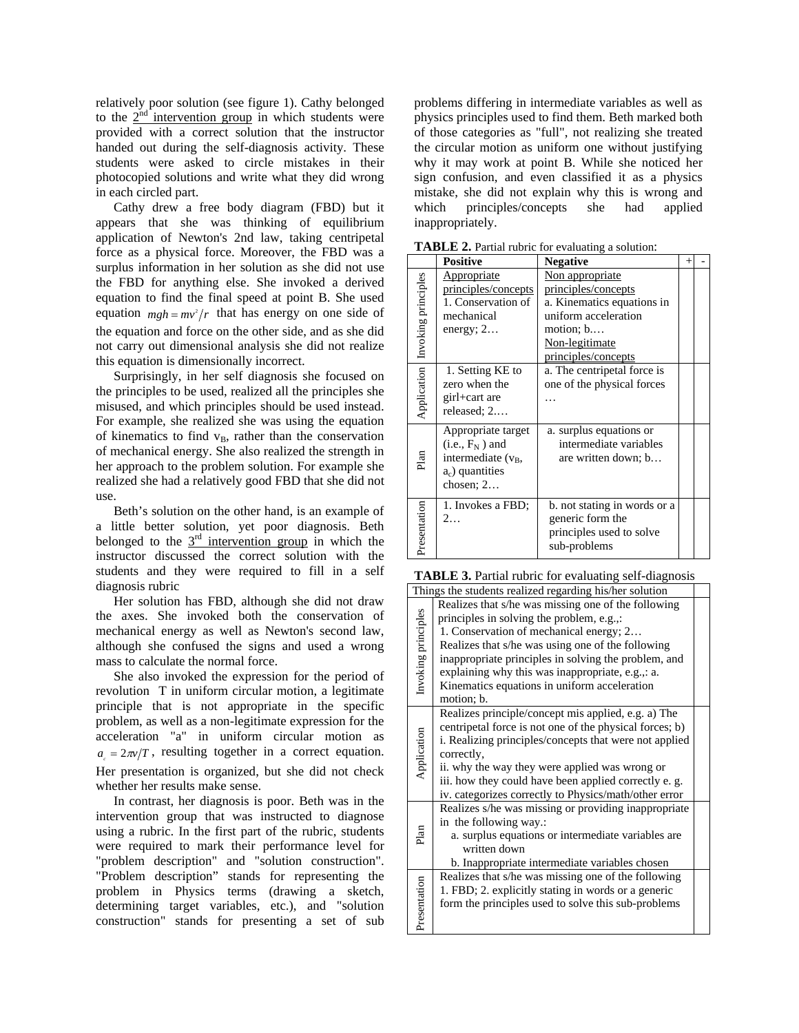relatively poor solution (see figure 1). Cathy belonged to the 2nd intervention group in which students were provided with a correct solution that the instructor handed out during the self-diagnosis activity. These students were asked to circle mistakes in their photocopied solutions and write what they did wrong in each circled part.

Cathy drew a free body diagram (FBD) but it appears that she was thinking of equilibrium application of Newton's 2nd law, taking centripetal force as a physical force. Moreover, the FBD was a surplus information in her solution as she did not use the FBD for anything else. She invoked a derived equation to find the final speed at point B. She used equation $mgh = mv^2/r$ that has energy on one side of the equation and force on the other side, and as she did not carry out dimensional analysis she did not realize this equation is dimensionally incorrect.

Surprisingly, in her self diagnosis she focused on the principles to be used, realized all the principles she misused, and which principles should be used instead. For example, she realized she was using the equation of kinematics to find $v_B$, rather than the conservation of mechanical energy. She also realized the strength in her approach to the problem solution. For example she realized she had a relatively good FBD that she did not use.

Beth's solution on the other hand, is an example of a little better solution, yet poor diagnosis. Beth belonged to the 3rd intervention group in which the instructor discussed the correct solution with the students and they were required to fill in a self diagnosis rubric

Her solution has FBD, although she did not draw the axes. She invoked both the conservation of mechanical energy as well as Newton's second law, although she confused the signs and used a wrong mass to calculate the normal force.

She also invoked the expression for the period of revolution T in uniform circular motion, a legitimate principle that is not appropriate in the specific problem, as well as a non-legitimate expression for the acceleration "a" in uniform circular motion as $a_c = 2\pi v/T$, resulting together in a correct equation. Her presentation is organized, but she did not check whether her results make sense.

In contrast, her diagnosis is poor. Beth was in the intervention group that was instructed to diagnose using a rubric. In the first part of the rubric, students were required to mark their performance level for "problem description" and "solution construction". "Problem description" stands for representing the problem in Physics terms (drawing a sketch, determining target variables, etc.), and "solution construction" stands for presenting a set of sub problems differing in intermediate variables as well as physics principles used to find them. Beth marked both of those categories as "full", not realizing she treated the circular motion as uniform one without justifying why it may work at point B. While she noticed her sign confusion, and even classified it as a physics mistake, she did not explain why this is wrong and which principles/concepts she had applied inappropriately.

**TABLE 2.** Partial rubric for evaluating a solution:

| | Positive | Negative | + | - |
|---|---|---|---|---|
| Invoking principles | Appropriate principles/concepts 1. Conservation of mechanical energy; 2… | Non appropriate principles/concepts a. Kinematics equations in uniform acceleration motion; b.… Non-legitimate principles/concepts | | |
| Application | 1. Setting KE to zero when the girl+cart are released; 2.… | a. The centripetal force is one of the physical forces … | | |
| Plan | Appropriate target (i.e., $F_N$ ) and intermediate ($v_B$, $a_c$) quantities chosen; 2… | a. surplus equations or intermediate variables are written down; b… | | |
| Presentation | 1. Invokes a FBD; 2… | b. not stating in words or a generic form the principles used to solve sub-problems | | |

**TABLE 3.** Partial rubric for evaluating self-diagnosis

| Things the students realized regarding his/her solution | | |
|---|---|---|
| Invoking principles | Realizes that s/he was missing one of the following principles in solving the problem, e.g.,: 1. Conservation of mechanical energy; 2… Realizes that s/he was using one of the following inappropriate principles in solving the problem, and explaining why this was inappropriate, e.g.,: a. Kinematics equations in uniform acceleration motion; b. | |
| Application | Realizes principle/concept mis applied, e.g. a) The centripetal force is not one of the physical forces; b) i. Realizing principles/concepts that were not applied correctly, ii. why the way they were applied was wrong or iii. how they could have been applied correctly e. g. iv. categorizes correctly to Physics/math/other error | |
| Plan | Realizes s/he was missing or providing inappropriate in the following way.: a. surplus equations or intermediate variables are written down b. Inappropriate intermediate variables chosen | |
| Presentation | Realizes that s/he was missing one of the following 1. FBD; 2. explicitly stating in words or a generic form the principles used to solve this sub-problems | |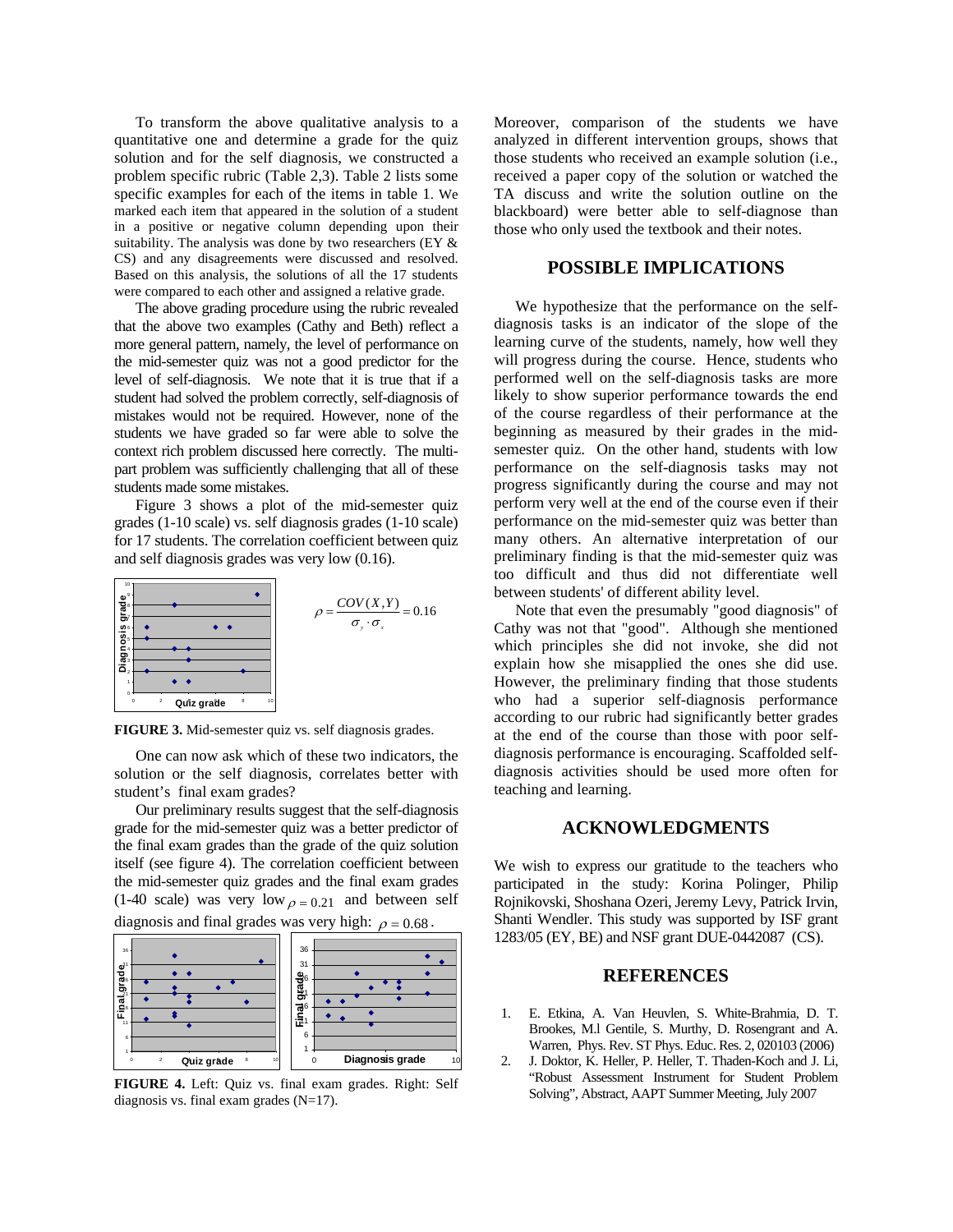To transform the above qualitative analysis to a quantitative one and determine a grade for the quiz solution and for the self diagnosis, we constructed a problem specific rubric (Table 2,3). Table 2 lists some specific examples for each of the items in table 1. We marked each item that appeared in the solution of a student in a positive or negative column depending upon their suitability. The analysis was done by two researchers (EY & CS) and any disagreements were discussed and resolved. Based on this analysis, the solutions of all the 17 students were compared to each other and assigned a relative grade.

The above grading procedure using the rubric revealed that the above two examples (Cathy and Beth) reflect a more general pattern, namely, the level of performance on the mid-semester quiz was not a good predictor for the level of self-diagnosis. We note that it is true that if a student had solved the problem correctly, self-diagnosis of mistakes would not be required. However, none of the students we have graded so far were able to solve the context rich problem discussed here correctly. The multi-part problem was sufficiently challenging that all of these students made some mistakes.

Figure 3 shows a plot of the mid-semester quiz grades (1-10 scale) vs. self diagnosis grades (1-10 scale) for 17 students. The correlation coefficient between quiz and self diagnosis grades was very low (0.16).

Diagnosis grade

Quiz grade

$$\rho = \frac{COV(X,Y)}{\sigma_y \cdot \sigma_x} = 0.16$$

**FIGURE 3.** Mid-semester quiz vs. self diagnosis grades.

One can now ask which of these two indicators, the solution or the self diagnosis, correlates better with student's final exam grades?

Our preliminary results suggest that the self-diagnosis grade for the mid-semester quiz was a better predictor of the final exam grades than the grade of the quiz solution itself (see figure 4). The correlation coefficient between the mid-semester quiz grades and the final exam grades (1-40 scale) was very low $\rho = 0.21$ and between self diagnosis and final grades was very high: $\rho = 0.68$.

Final grade

Quiz grade

Final grade

Diagnosis grade

**FIGURE 4.** Left: Quiz vs. final exam grades. Right: Self diagnosis vs. final exam grades (N=17).

Moreover, comparison of the students we have analyzed in different intervention groups, shows that those students who received an example solution (i.e., received a paper copy of the solution or watched the TA discuss and write the solution outline on the blackboard) were better able to self-diagnose than those who only used the textbook and their notes.

## POSSIBLE IMPLICATIONS

We hypothesize that the performance on the self-diagnosis tasks is an indicator of the slope of the learning curve of the students, namely, how well they will progress during the course. Hence, students who performed well on the self-diagnosis tasks are more likely to show superior performance towards the end of the course regardless of their performance at the beginning as measured by their grades in the mid-semester quiz. On the other hand, students with low performance on the self-diagnosis tasks may not progress significantly during the course and may not perform very well at the end of the course even if their performance on the mid-semester quiz was better than many others. An alternative interpretation of our preliminary finding is that the mid-semester quiz was too difficult and thus did not differentiate well between students' of different ability level.

Note that even the presumably "good diagnosis" of Cathy was not that "good". Although she mentioned which principles she did not invoke, she did not explain how she misapplied the ones she did use. However, the preliminary finding that those students who had a superior self-diagnosis performance according to our rubric had significantly better grades at the end of the course than those with poor self-diagnosis performance is encouraging. Scaffolded self-diagnosis activities should be used more often for teaching and learning.

## ACKNOWLEDGMENTS

We wish to express our gratitude to the teachers who participated in the study: Korina Polinger, Philip Rojnikovski, Shoshana Ozeri, Jeremy Levy, Patrick Irvin, Shanti Wendler. This study was supported by ISF grant 1283/05 (EY, BE) and NSF grant DUE-0442087 (CS).

## REFERENCES

1. E. Etkina, A. Van Heuvlen, S. White-Brahmia, D. T. Brookes, M.l Gentile, S. Murthy, D. Rosengrant and A. Warren, Phys. Rev. ST Phys. Educ. Res. 2, 020103 (2006)
2. J. Doktor, K. Heller, P. Heller, T. Thaden-Koch and J. Li, "Robust Assessment Instrument for Student Problem Solving", Abstract, AAPT Summer Meeting, July 2007